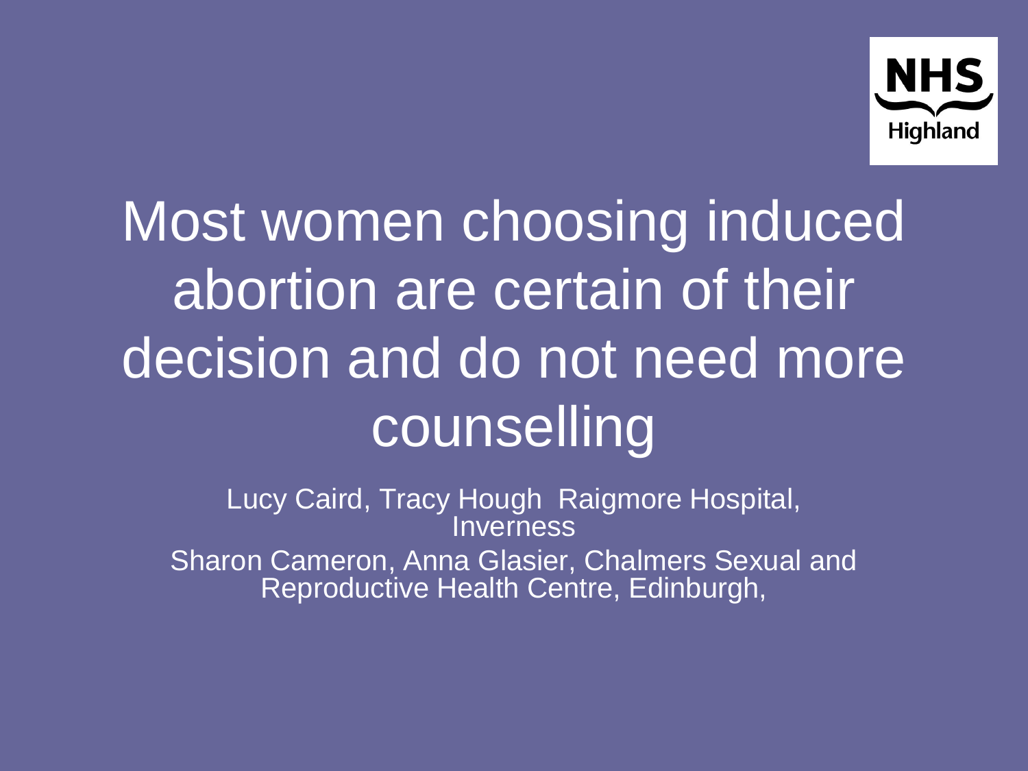NHS Highland

# Most women choosing induced abortion are certain of their decision and do not need more counselling

Lucy Caird, Tracy Hough Raigmore Hospital, Inverness

Sharon Cameron, Anna Glasier, Chalmers Sexual and Reproductive Health Centre, Edinburgh,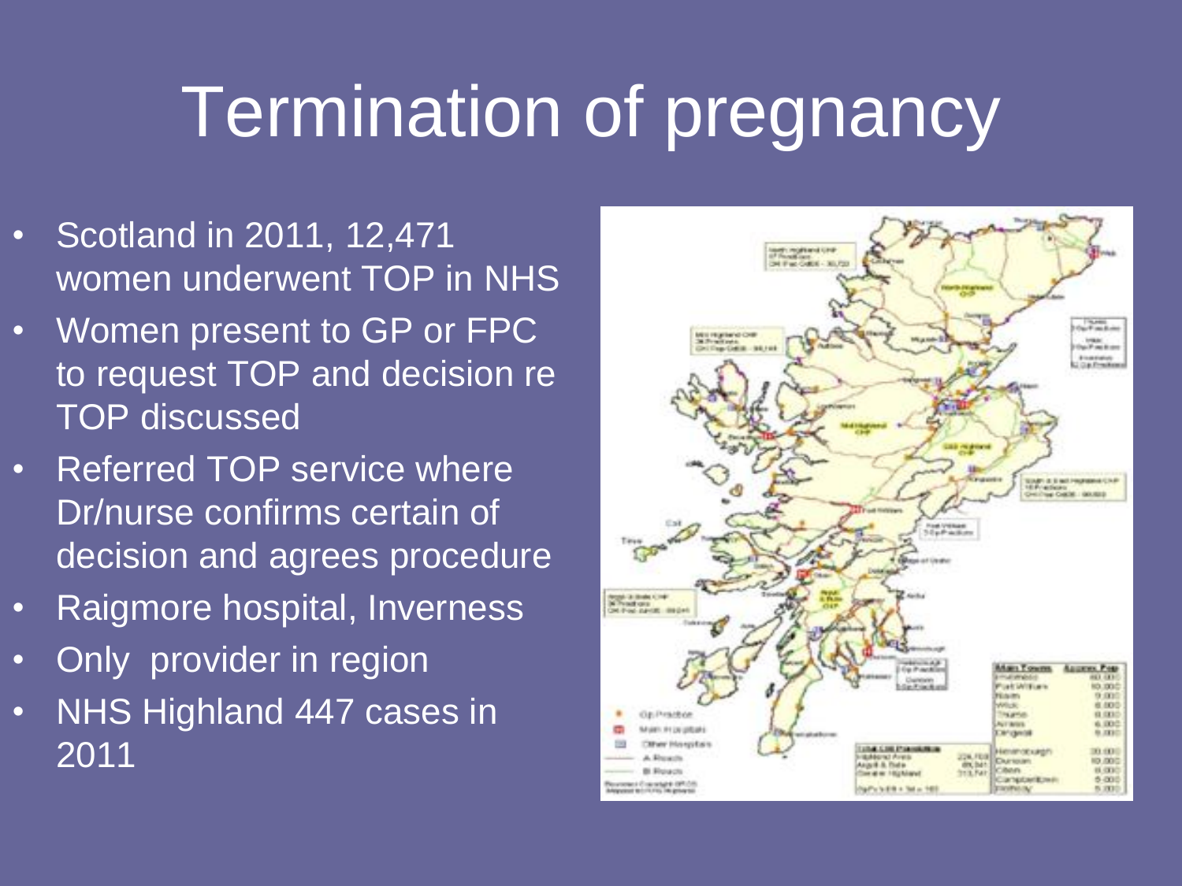# Termination of pregnancy

- Scotland in 2011, 12,471 women underwent TOP in NHS
- Women present to GP or FPC to request TOP and decision re TOP discussed
- Referred TOP service where Dr/nurse confirms certain of decision and agrees procedure
- Raigmore hospital, Inverness
- Only provider in region
- NHS Highland 447 cases in 2011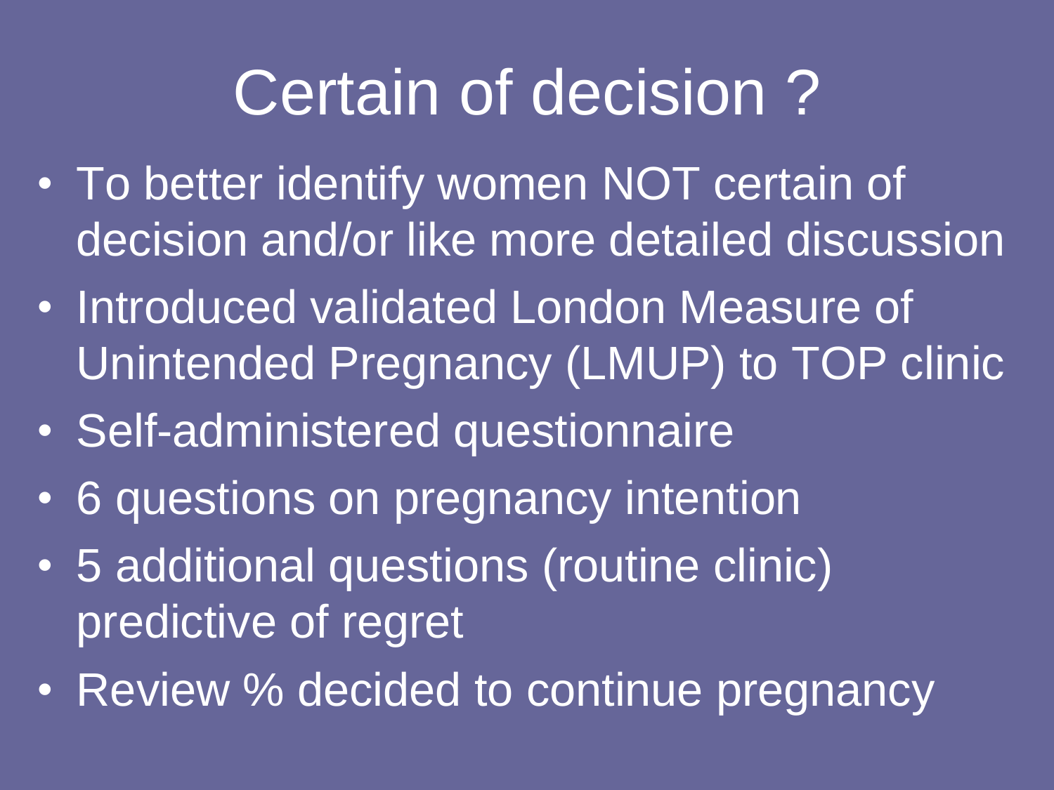# Certain of decision ?

- To better identify women NOT certain of decision and/or like more detailed discussion
- Introduced validated London Measure of Unintended Pregnancy (LMUP) to TOP clinic
- Self-administered questionnaire
- 6 questions on pregnancy intention
- 5 additional questions (routine clinic) predictive of regret
- Review % decided to continue pregnancy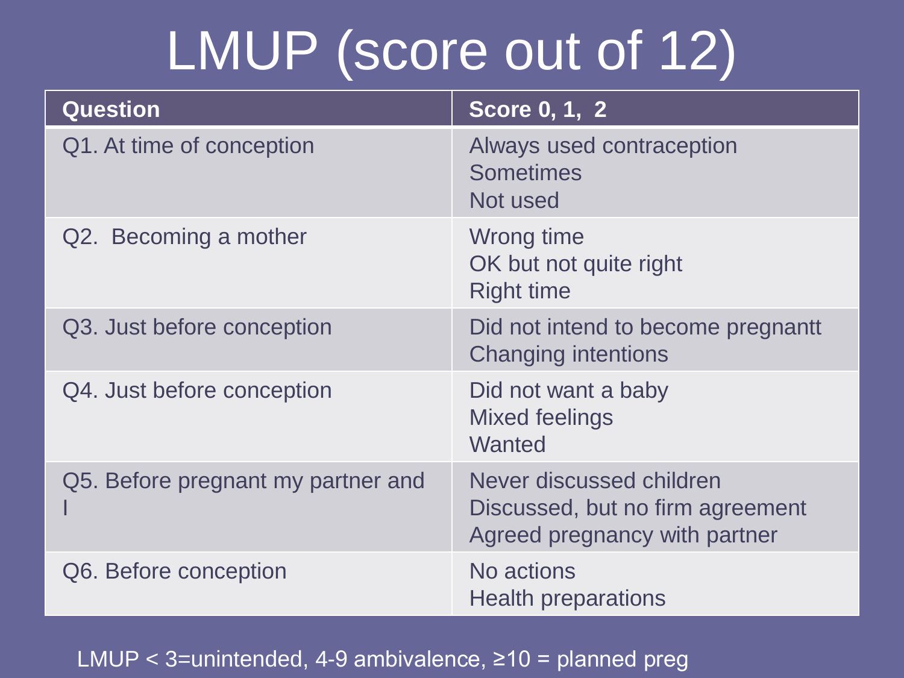# LMUP (score out of 12)

| Question | Score 0, 1, 2 |
|---|---|
| Q1. At time of conception | Always used contraception<br>Sometimes<br>Not used |
| Q2. Becoming a mother | Wrong time<br>OK but not quite right<br>Right time |
| Q3. Just before conception | Did not intend to become pregnantt<br>Changing intentions |
| Q4. Just before conception | Did not want a baby<br>Mixed feelings<br>Wanted |
| Q5. Before pregnant my partner and I | Never discussed children<br>Discussed, but no firm agreement<br>Agreed pregnancy with partner |
| Q6. Before conception | No actions<br>Health preparations |

LMUP < 3=unintended, 4-9 ambivalence, ≥10 = planned preg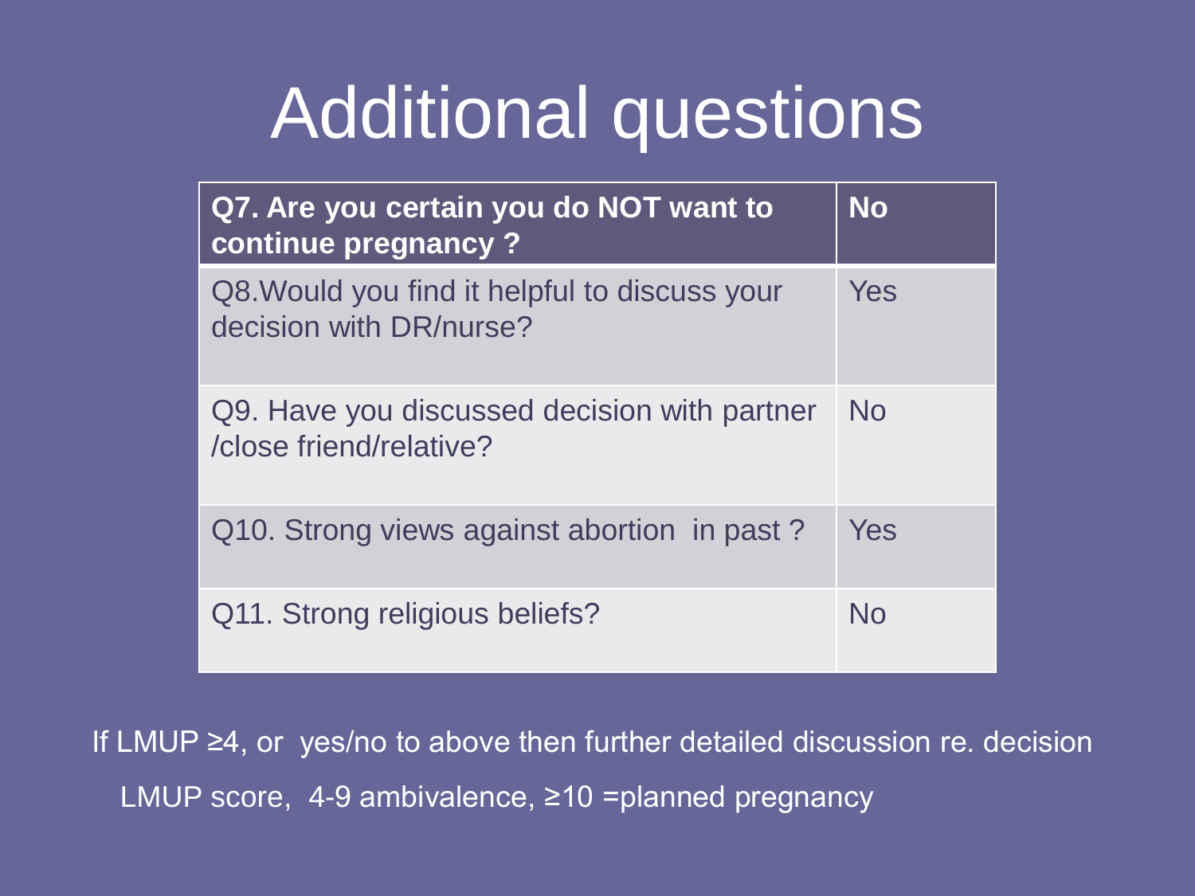# Additional questions

| **Q7. Are you certain you do NOT want to continue pregnancy ?** | **No** |
| --- | --- |
| Q8.Would you find it helpful to discuss your decision with DR/nurse? | Yes |
| Q9. Have you discussed decision with partner /close friend/relative? | No |
| Q10. Strong views against abortion in past ? | Yes |
| Q11. Strong religious beliefs? | No |

If LMUP ≥4, or yes/no to above then further detailed discussion re. decision

LMUP score, 4-9 ambivalence, ≥10 =planned pregnancy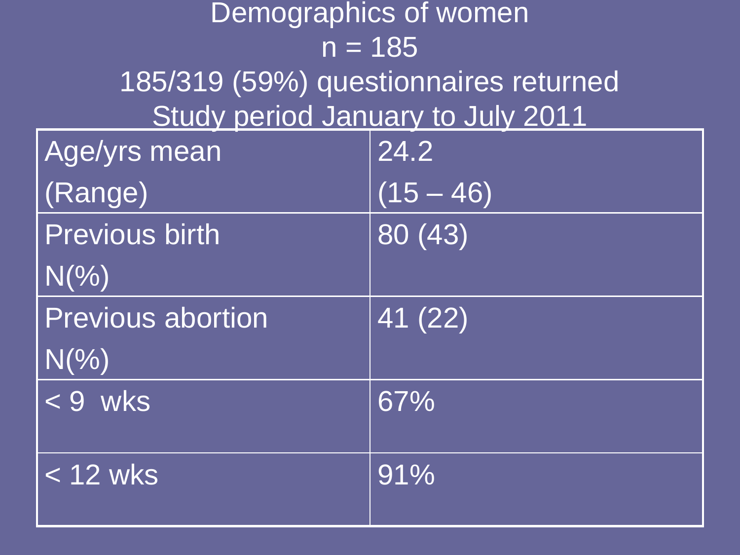# Demographics of women

n = 185

185/319 (59%) questionnaires returned

Study period January to July 2011

| | |
|---|---|
| Age/yrs mean (Range) | 24.2 (15 – 46) |
| Previous birth N(%) | 80 (43) |
| Previous abortion N(%) | 41 (22) |
| < 9 wks | 67% |
| < 12 wks | 91% |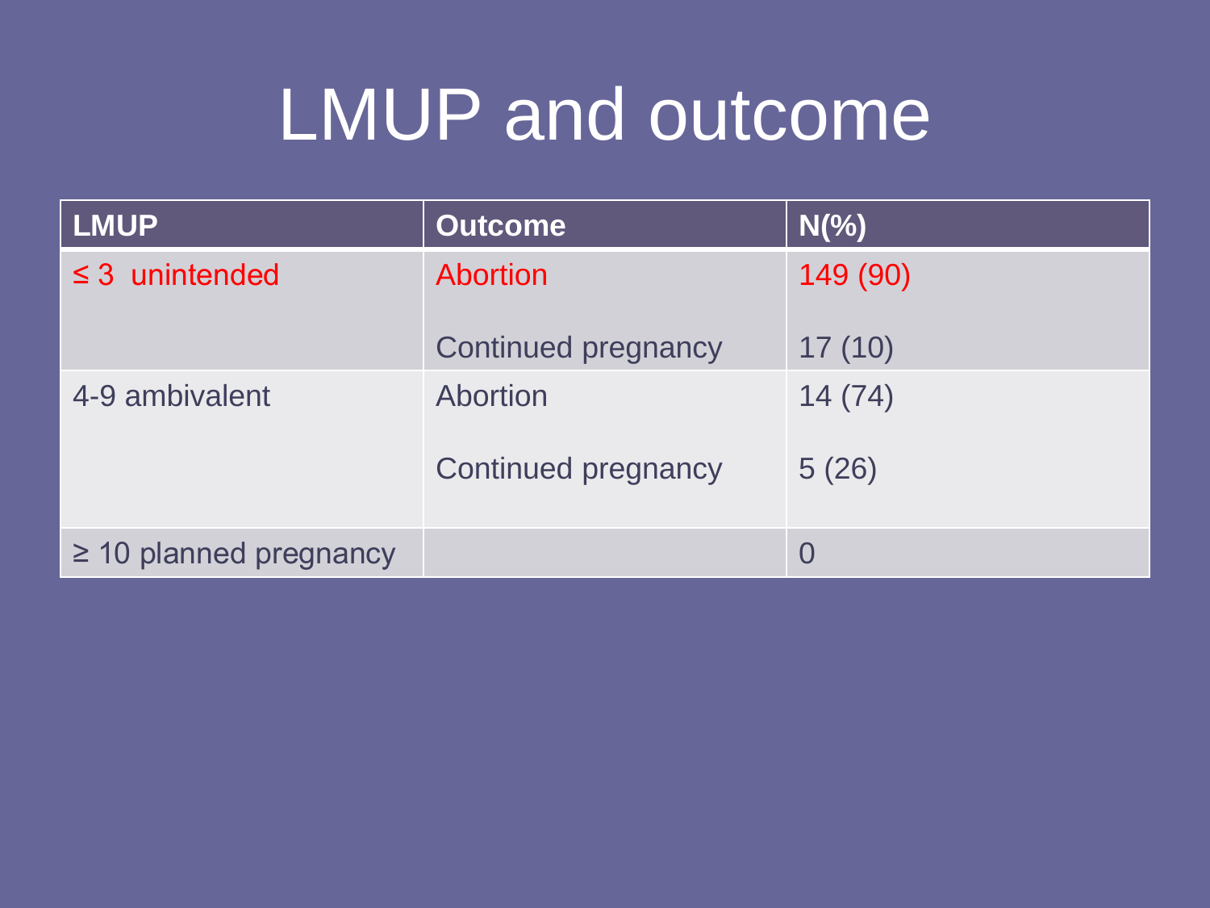# LMUP and outcome

| LMUP | Outcome | N(%) |
| --- | --- | --- |
| ≤ 3 unintended | Abortion | 149 (90) |
| | Continued pregnancy | 17 (10) |
| 4-9 ambivalent | Abortion | 14 (74) |
| | Continued pregnancy | 5 (26) |
| ≥ 10 planned pregnancy | | 0 |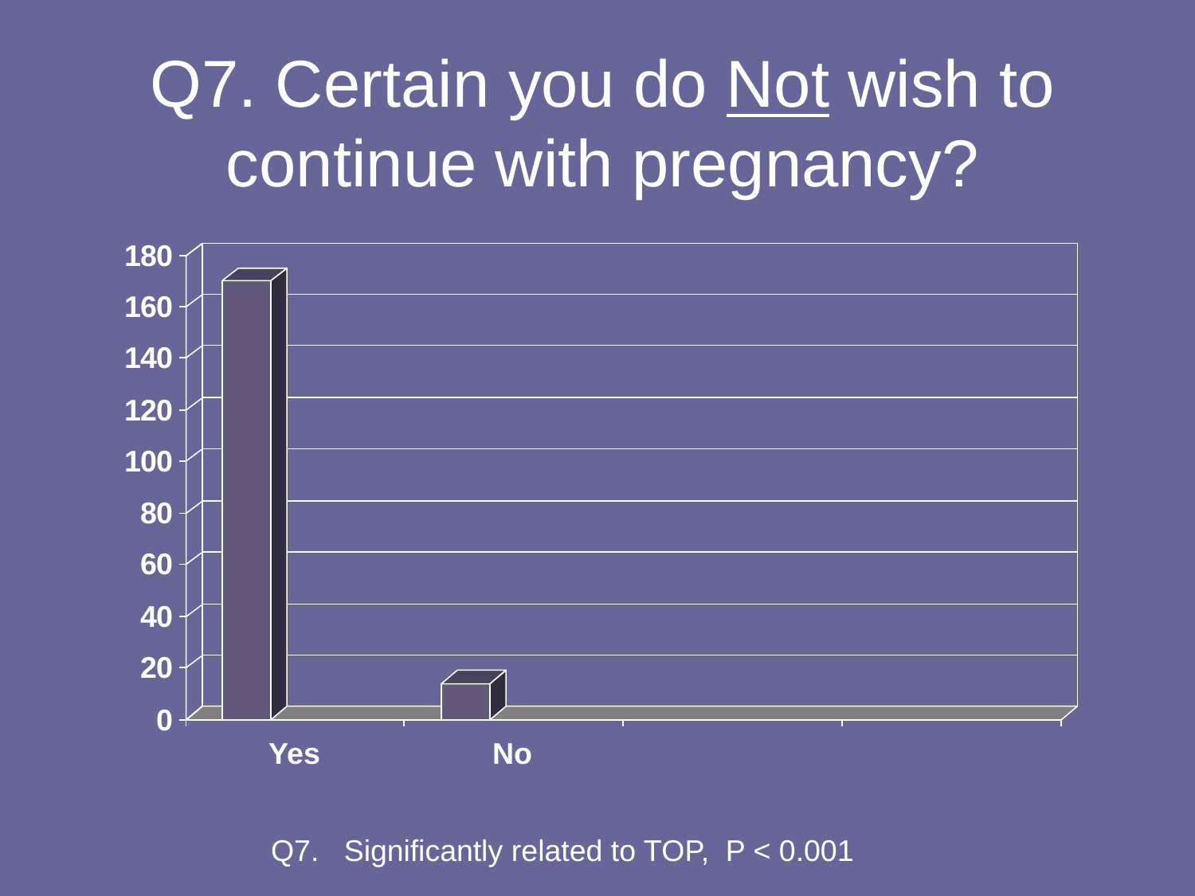# Q7. Certain you do Not wish to continue with pregnancy?

| | Yes | No |
|---|---|---|
| Count | ~169 | ~14 |

Q7. Significantly related to TOP, $P < 0.001$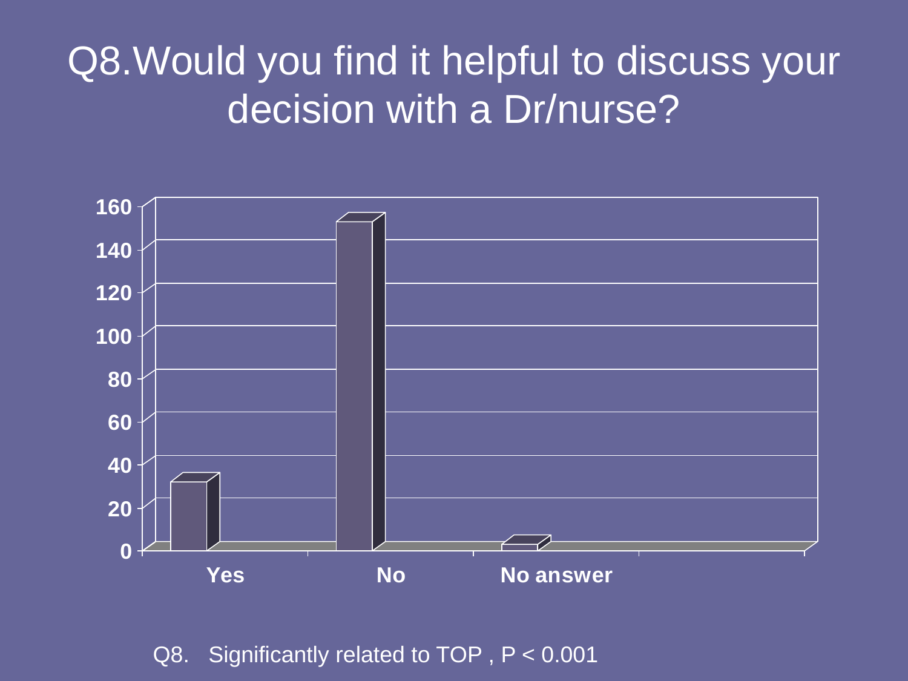# Q8.Would you find it helpful to discuss your decision with a Dr/nurse?

| | Yes | No | No answer |
|---|---|---|---|
| Count | ~31 | ~152 | ~2 |

Q8. Significantly related to TOP , $P < 0.001$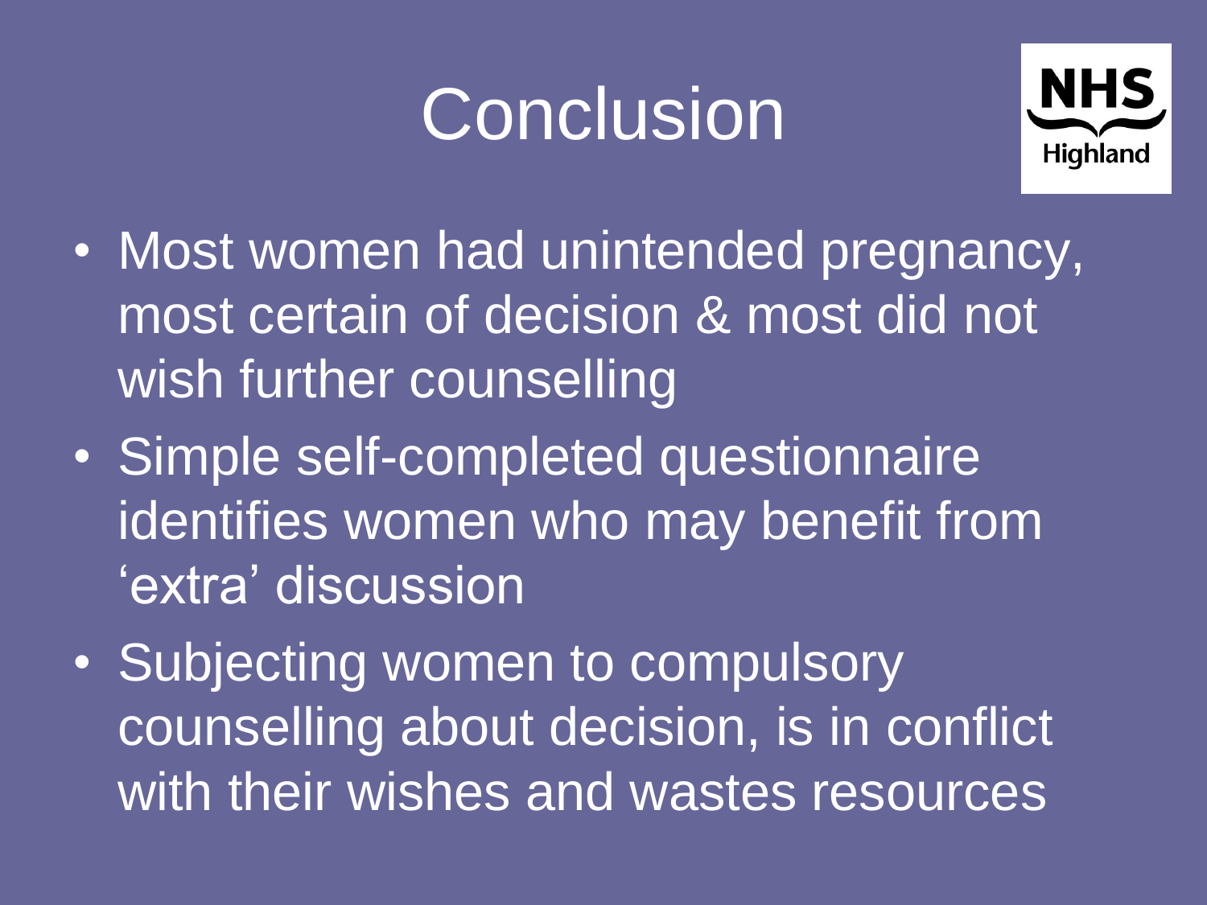# Conclusion

NHS Highland

- Most women had unintended pregnancy, most certain of decision & most did not wish further counselling
- Simple self-completed questionnaire identifies women who may benefit from 'extra' discussion
- Subjecting women to compulsory counselling about decision, is in conflict with their wishes and wastes resources